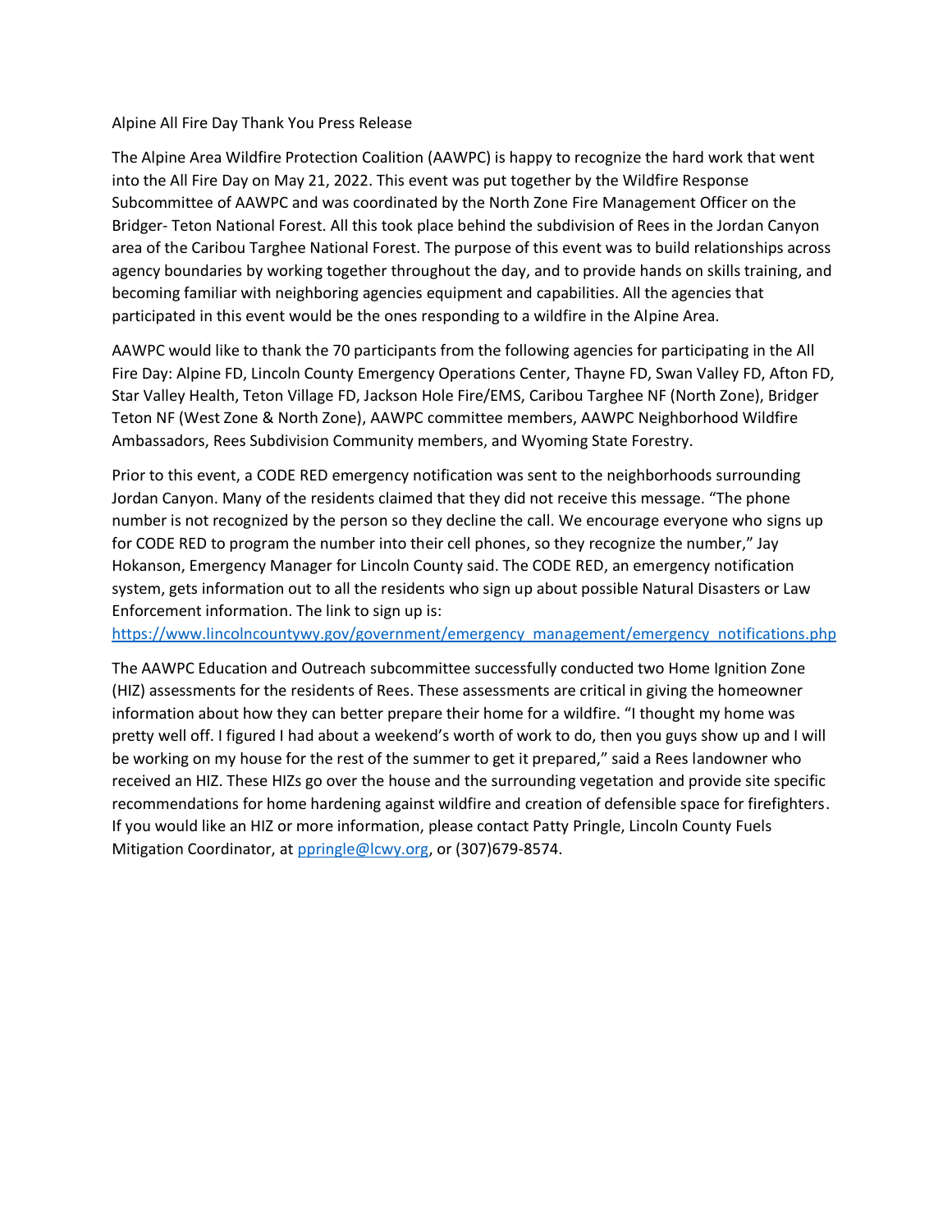Alpine All Fire Day Thank You Press Release

The Alpine Area Wildfire Protection Coalition (AAWPC) is happy to recognize the hard work that went into the All Fire Day on May 21, 2022. This event was put together by the Wildfire Response Subcommittee of AAWPC and was coordinated by the North Zone Fire Management Officer on the Bridger- Teton National Forest. All this took place behind the subdivision of Rees in the Jordan Canyon area of the Caribou Targhee National Forest. The purpose of this event was to build relationships across agency boundaries by working together throughout the day, and to provide hands on skills training, and becoming familiar with neighboring agencies equipment and capabilities. All the agencies that participated in this event would be the ones responding to a wildfire in the Alpine Area.

AAWPC would like to thank the 70 participants from the following agencies for participating in the All Fire Day: Alpine FD, Lincoln County Emergency Operations Center, Thayne FD, Swan Valley FD, Afton FD, Star Valley Health, Teton Village FD, Jackson Hole Fire/EMS, Caribou Targhee NF (North Zone), Bridger Teton NF (West Zone & North Zone), AAWPC committee members, AAWPC Neighborhood Wildfire Ambassadors, Rees Subdivision Community members, and Wyoming State Forestry.

Prior to this event, a CODE RED emergency notification was sent to the neighborhoods surrounding Jordan Canyon. Many of the residents claimed that they did not receive this message. "The phone number is not recognized by the person so they decline the call. We encourage everyone who signs up for CODE RED to program the number into their cell phones, so they recognize the number," Jay Hokanson, Emergency Manager for Lincoln County said. The CODE RED, an emergency notification system, gets information out to all the residents who sign up about possible Natural Disasters or Law Enforcement information. The link to sign up is: https://www.lincolncountywy.gov/government/emergency_management/emergency_notifications.php

The AAWPC Education and Outreach subcommittee successfully conducted two Home Ignition Zone (HIZ) assessments for the residents of Rees. These assessments are critical in giving the homeowner information about how they can better prepare their home for a wildfire. "I thought my home was pretty well off. I figured I had about a weekend's worth of work to do, then you guys show up and I will be working on my house for the rest of the summer to get it prepared," said a Rees landowner who received an HIZ. These HIZs go over the house and the surrounding vegetation and provide site specific recommendations for home hardening against wildfire and creation of defensible space for firefighters. If you would like an HIZ or more information, please contact Patty Pringle, Lincoln County Fuels Mitigation Coordinator, at ppringle@lcwy.org, or (307)679-8574.